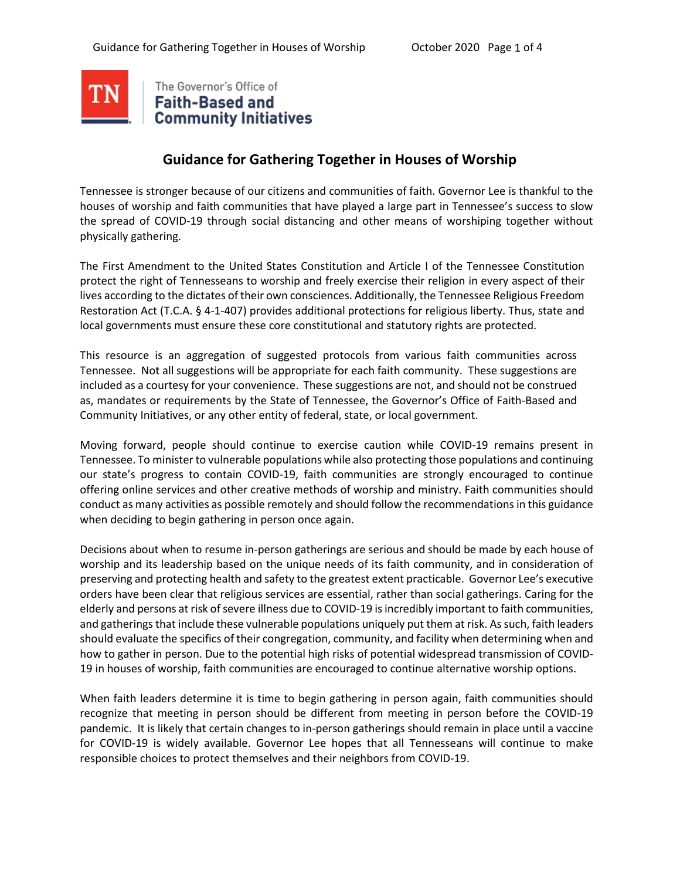The Governor's Office of
**Faith-Based and Community Initiatives**

# Guidance for Gathering Together in Houses of Worship

Tennessee is stronger because of our citizens and communities of faith. Governor Lee is thankful to the houses of worship and faith communities that have played a large part in Tennessee's success to slow the spread of COVID-19 through social distancing and other means of worshiping together without physically gathering.

The First Amendment to the United States Constitution and Article I of the Tennessee Constitution protect the right of Tennesseans to worship and freely exercise their religion in every aspect of their lives according to the dictates of their own consciences. Additionally, the Tennessee Religious Freedom Restoration Act (T.C.A. § 4-1-407) provides additional protections for religious liberty. Thus, state and local governments must ensure these core constitutional and statutory rights are protected.

This resource is an aggregation of suggested protocols from various faith communities across Tennessee. Not all suggestions will be appropriate for each faith community. These suggestions are included as a courtesy for your convenience. These suggestions are not, and should not be construed as, mandates or requirements by the State of Tennessee, the Governor's Office of Faith-Based and Community Initiatives, or any other entity of federal, state, or local government.

Moving forward, people should continue to exercise caution while COVID-19 remains present in Tennessee. To minister to vulnerable populations while also protecting those populations and continuing our state's progress to contain COVID-19, faith communities are strongly encouraged to continue offering online services and other creative methods of worship and ministry. Faith communities should conduct as many activities as possible remotely and should follow the recommendations in this guidance when deciding to begin gathering in person once again.

Decisions about when to resume in-person gatherings are serious and should be made by each house of worship and its leadership based on the unique needs of its faith community, and in consideration of preserving and protecting health and safety to the greatest extent practicable. Governor Lee's executive orders have been clear that religious services are essential, rather than social gatherings. Caring for the elderly and persons at risk of severe illness due to COVID-19 is incredibly important to faith communities, and gatherings that include these vulnerable populations uniquely put them at risk. As such, faith leaders should evaluate the specifics of their congregation, community, and facility when determining when and how to gather in person. Due to the potential high risks of potential widespread transmission of COVID-19 in houses of worship, faith communities are encouraged to continue alternative worship options.

When faith leaders determine it is time to begin gathering in person again, faith communities should recognize that meeting in person should be different from meeting in person before the COVID-19 pandemic. It is likely that certain changes to in-person gatherings should remain in place until a vaccine for COVID-19 is widely available. Governor Lee hopes that all Tennesseans will continue to make responsible choices to protect themselves and their neighbors from COVID-19.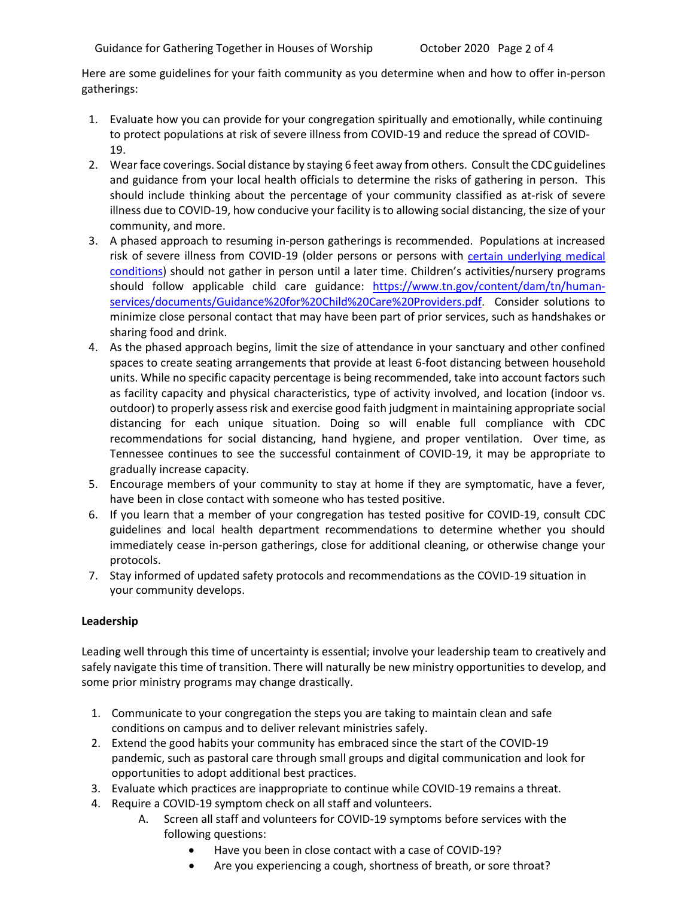Here are some guidelines for your faith community as you determine when and how to offer in-person gatherings:

1. Evaluate how you can provide for your congregation spiritually and emotionally, while continuing to protect populations at risk of severe illness from COVID-19 and reduce the spread of COVID-19.
2. Wear face coverings. Social distance by staying 6 feet away from others. Consult the CDC guidelines and guidance from your local health officials to determine the risks of gathering in person. This should include thinking about the percentage of your community classified as at-risk of severe illness due to COVID-19, how conducive your facility is to allowing social distancing, the size of your community, and more.
3. A phased approach to resuming in-person gatherings is recommended. Populations at increased risk of severe illness from COVID-19 (older persons or persons with [certain underlying medical conditions](#)) should not gather in person until a later time. Children's activities/nursery programs should follow applicable child care guidance: https://www.tn.gov/content/dam/tn/human-services/documents/Guidance%20for%20Child%20Care%20Providers.pdf. Consider solutions to minimize close personal contact that may have been part of prior services, such as handshakes or sharing food and drink.
4. As the phased approach begins, limit the size of attendance in your sanctuary and other confined spaces to create seating arrangements that provide at least 6-foot distancing between household units. While no specific capacity percentage is being recommended, take into account factors such as facility capacity and physical characteristics, type of activity involved, and location (indoor vs. outdoor) to properly assess risk and exercise good faith judgment in maintaining appropriate social distancing for each unique situation. Doing so will enable full compliance with CDC recommendations for social distancing, hand hygiene, and proper ventilation. Over time, as Tennessee continues to see the successful containment of COVID-19, it may be appropriate to gradually increase capacity.
5. Encourage members of your community to stay at home if they are symptomatic, have a fever, have been in close contact with someone who has tested positive.
6. If you learn that a member of your congregation has tested positive for COVID-19, consult CDC guidelines and local health department recommendations to determine whether you should immediately cease in-person gatherings, close for additional cleaning, or otherwise change your protocols.
7. Stay informed of updated safety protocols and recommendations as the COVID-19 situation in your community develops.

**Leadership**

Leading well through this time of uncertainty is essential; involve your leadership team to creatively and safely navigate this time of transition. There will naturally be new ministry opportunities to develop, and some prior ministry programs may change drastically.

1. Communicate to your congregation the steps you are taking to maintain clean and safe conditions on campus and to deliver relevant ministries safely.
2. Extend the good habits your community has embraced since the start of the COVID-19 pandemic, such as pastoral care through small groups and digital communication and look for opportunities to adopt additional best practices.
3. Evaluate which practices are inappropriate to continue while COVID-19 remains a threat.
4. Require a COVID-19 symptom check on all staff and volunteers.
   A. Screen all staff and volunteers for COVID-19 symptoms before services with the following questions:
      - Have you been in close contact with a case of COVID-19?
      - Are you experiencing a cough, shortness of breath, or sore throat?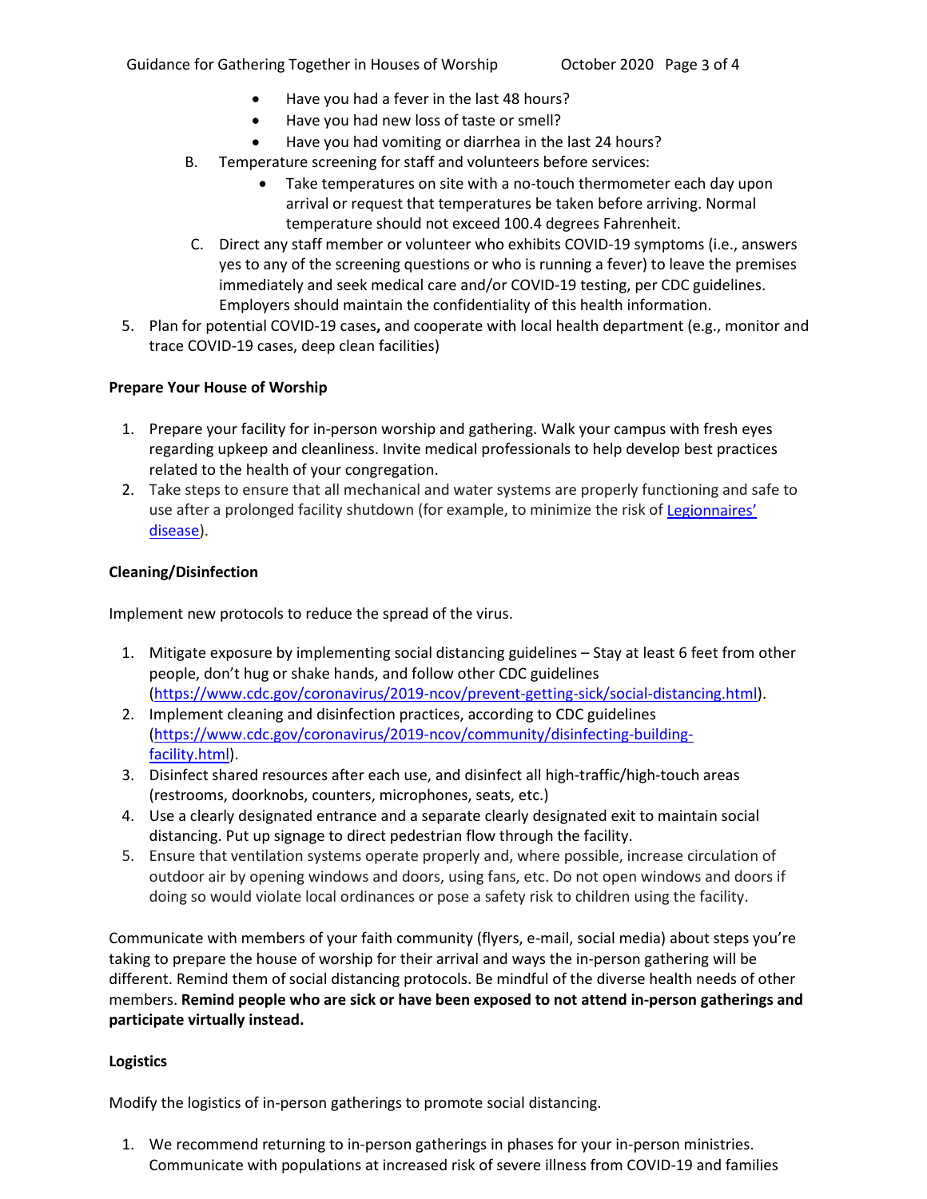- Have you had a fever in the last 48 hours?
- Have you had new loss of taste or smell?
- Have you had vomiting or diarrhea in the last 24 hours?

B. Temperature screening for staff and volunteers before services:
   - Take temperatures on site with a no-touch thermometer each day upon arrival or request that temperatures be taken before arriving. Normal temperature should not exceed 100.4 degrees Fahrenheit.

C. Direct any staff member or volunteer who exhibits COVID-19 symptoms (i.e., answers yes to any of the screening questions or who is running a fever) to leave the premises immediately and seek medical care and/or COVID-19 testing, per CDC guidelines. Employers should maintain the confidentiality of this health information.

5. Plan for potential COVID-19 cases**,** and cooperate with local health department (e.g., monitor and trace COVID-19 cases, deep clean facilities)

**Prepare Your House of Worship**

1. Prepare your facility for in-person worship and gathering. Walk your campus with fresh eyes regarding upkeep and cleanliness. Invite medical professionals to help develop best practices related to the health of your congregation.
2. Take steps to ensure that all mechanical and water systems are properly functioning and safe to use after a prolonged facility shutdown (for example, to minimize the risk of Legionnaires' disease).

**Cleaning/Disinfection**

Implement new protocols to reduce the spread of the virus.

1. Mitigate exposure by implementing social distancing guidelines – Stay at least 6 feet from other people, don't hug or shake hands, and follow other CDC guidelines (https://www.cdc.gov/coronavirus/2019-ncov/prevent-getting-sick/social-distancing.html).
2. Implement cleaning and disinfection practices, according to CDC guidelines (https://www.cdc.gov/coronavirus/2019-ncov/community/disinfecting-building-facility.html).
3. Disinfect shared resources after each use, and disinfect all high-traffic/high-touch areas (restrooms, doorknobs, counters, microphones, seats, etc.)
4. Use a clearly designated entrance and a separate clearly designated exit to maintain social distancing. Put up signage to direct pedestrian flow through the facility.
5. Ensure that ventilation systems operate properly and, where possible, increase circulation of outdoor air by opening windows and doors, using fans, etc. Do not open windows and doors if doing so would violate local ordinances or pose a safety risk to children using the facility.

Communicate with members of your faith community (flyers, e-mail, social media) about steps you're taking to prepare the house of worship for their arrival and ways the in-person gathering will be different. Remind them of social distancing protocols. Be mindful of the diverse health needs of other members. **Remind people who are sick or have been exposed to not attend in-person gatherings and participate virtually instead.**

**Logistics**

Modify the logistics of in-person gatherings to promote social distancing.

1. We recommend returning to in-person gatherings in phases for your in-person ministries. Communicate with populations at increased risk of severe illness from COVID-19 and families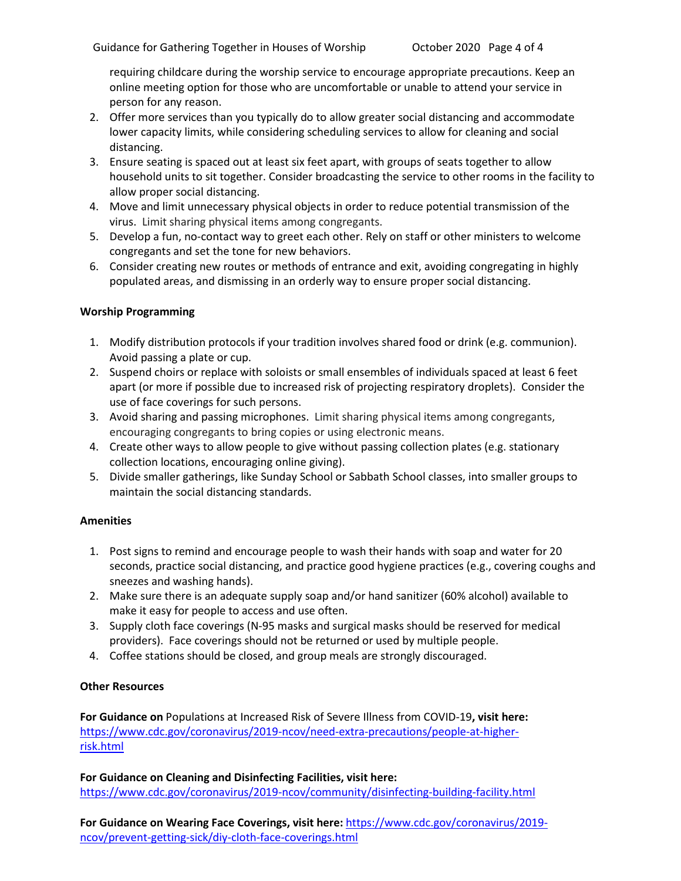requiring childcare during the worship service to encourage appropriate precautions. Keep an online meeting option for those who are uncomfortable or unable to attend your service in person for any reason.

2. Offer more services than you typically do to allow greater social distancing and accommodate lower capacity limits, while considering scheduling services to allow for cleaning and social distancing.
3. Ensure seating is spaced out at least six feet apart, with groups of seats together to allow household units to sit together. Consider broadcasting the service to other rooms in the facility to allow proper social distancing.
4. Move and limit unnecessary physical objects in order to reduce potential transmission of the virus. Limit sharing physical items among congregants.
5. Develop a fun, no-contact way to greet each other. Rely on staff or other ministers to welcome congregants and set the tone for new behaviors.
6. Consider creating new routes or methods of entrance and exit, avoiding congregating in highly populated areas, and dismissing in an orderly way to ensure proper social distancing.

**Worship Programming**

1. Modify distribution protocols if your tradition involves shared food or drink (e.g. communion). Avoid passing a plate or cup.
2. Suspend choirs or replace with soloists or small ensembles of individuals spaced at least 6 feet apart (or more if possible due to increased risk of projecting respiratory droplets). Consider the use of face coverings for such persons.
3. Avoid sharing and passing microphones. Limit sharing physical items among congregants, encouraging congregants to bring copies or using electronic means.
4. Create other ways to allow people to give without passing collection plates (e.g. stationary collection locations, encouraging online giving).
5. Divide smaller gatherings, like Sunday School or Sabbath School classes, into smaller groups to maintain the social distancing standards.

**Amenities**

1. Post signs to remind and encourage people to wash their hands with soap and water for 20 seconds, practice social distancing, and practice good hygiene practices (e.g., covering coughs and sneezes and washing hands).
2. Make sure there is an adequate supply soap and/or hand sanitizer (60% alcohol) available to make it easy for people to access and use often.
3. Supply cloth face coverings (N-95 masks and surgical masks should be reserved for medical providers). Face coverings should not be returned or used by multiple people.
4. Coffee stations should be closed, and group meals are strongly discouraged.

**Other Resources**

**For Guidance on** Populations at Increased Risk of Severe Illness from COVID-19**, visit here:** https://www.cdc.gov/coronavirus/2019-ncov/need-extra-precautions/people-at-higher-risk.html

**For Guidance on Cleaning and Disinfecting Facilities, visit here:** https://www.cdc.gov/coronavirus/2019-ncov/community/disinfecting-building-facility.html

**For Guidance on Wearing Face Coverings, visit here:** https://www.cdc.gov/coronavirus/2019-ncov/prevent-getting-sick/diy-cloth-face-coverings.html